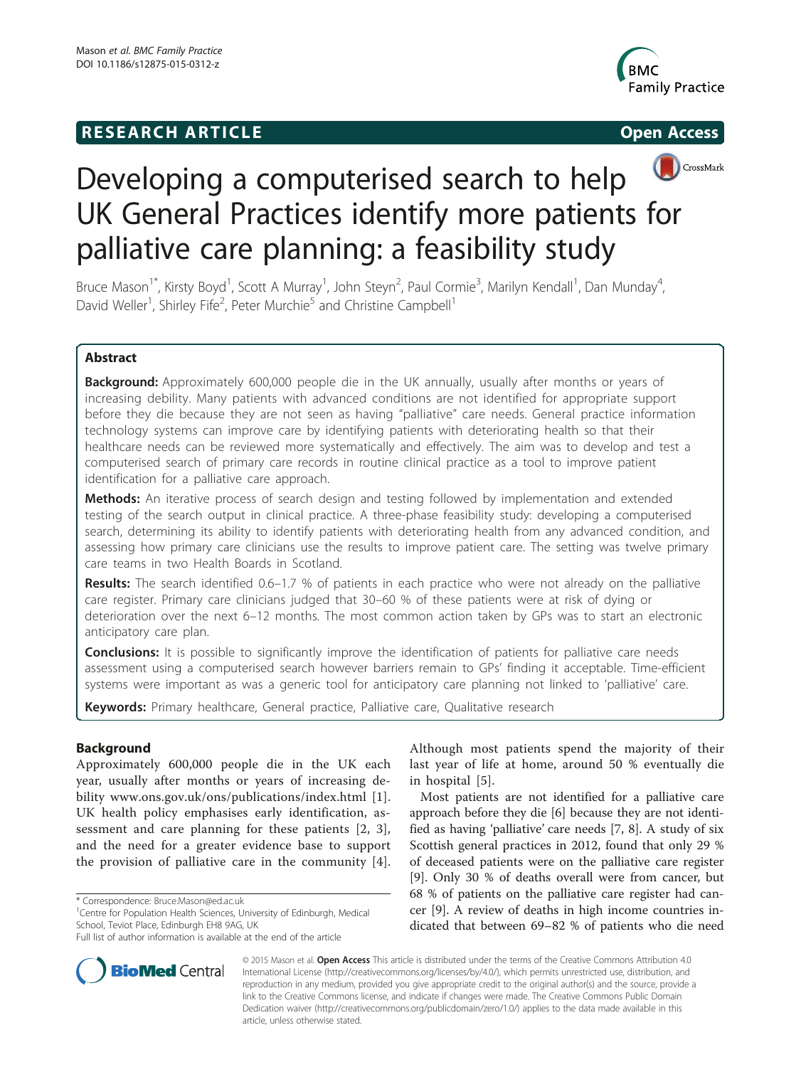RESEARCH ARTICLE

Open Access

# Developing a computerised search to help UK General Practices identify more patients for palliative care planning: a feasibility study

Bruce Mason[1*], Kirsty Boyd[1], Scott A Murray[1], John Steyn[2], Paul Cormie[3], Marilyn Kendall[1], Dan Munday[4], David Weller[1], Shirley Fife[2], Peter Murchie[5] and Christine Campbell[1]

## Abstract

**Background:** Approximately 600,000 people die in the UK annually, usually after months or years of increasing debility. Many patients with advanced conditions are not identified for appropriate support before they die because they are not seen as having "palliative" care needs. General practice information technology systems can improve care by identifying patients with deteriorating health so that their healthcare needs can be reviewed more systematically and effectively. The aim was to develop and test a computerised search of primary care records in routine clinical practice as a tool to improve patient identification for a palliative care approach.

**Methods:** An iterative process of search design and testing followed by implementation and extended testing of the search output in clinical practice. A three-phase feasibility study: developing a computerised search, determining its ability to identify patients with deteriorating health from any advanced condition, and assessing how primary care clinicians use the results to improve patient care. The setting was twelve primary care teams in two Health Boards in Scotland.

**Results:** The search identified 0.6–1.7 % of patients in each practice who were not already on the palliative care register. Primary care clinicians judged that 30–60 % of these patients were at risk of dying or deterioration over the next 6–12 months. The most common action taken by GPs was to start an electronic anticipatory care plan.

**Conclusions:** It is possible to significantly improve the identification of patients for palliative care needs assessment using a computerised search however barriers remain to GPs' finding it acceptable. Time-efficient systems were important as was a generic tool for anticipatory care planning not linked to 'palliative' care.

**Keywords:** Primary healthcare, General practice, Palliative care, Qualitative research

## Background

Approximately 600,000 people die in the UK each year, usually after months or years of increasing debility www.ons.gov.uk/ons/publications/index.html [1]. UK health policy emphasises early identification, assessment and care planning for these patients [2, 3], and the need for a greater evidence base to support the provision of palliative care in the community [4]. Although most patients spend the majority of their last year of life at home, around 50 % eventually die in hospital [5].

Most patients are not identified for a palliative care approach before they die [6] because they are not identified as having 'palliative' care needs [7, 8]. A study of six Scottish general practices in 2012, found that only 29 % of deceased patients were on the palliative care register [9]. Only 30 % of deaths overall were from cancer, but 68 % of patients on the palliative care register had cancer [9]. A review of deaths in high income countries indicated that between 69–82 % of patients who die need

\* Correspondence: Bruce.Mason@ed.ac.uk
[1]Centre for Population Health Sciences, University of Edinburgh, Medical School, Teviot Place, Edinburgh EH8 9AG, UK
Full list of author information is available at the end of the article

© 2015 Mason et al. **Open Access** This article is distributed under the terms of the Creative Commons Attribution 4.0 International License (http://creativecommons.org/licenses/by/4.0/), which permits unrestricted use, distribution, and reproduction in any medium, provided you give appropriate credit to the original author(s) and the source, provide a link to the Creative Commons license, and indicate if changes were made. The Creative Commons Public Domain Dedication waiver (http://creativecommons.org/publicdomain/zero/1.0/) applies to the data made available in this article, unless otherwise stated.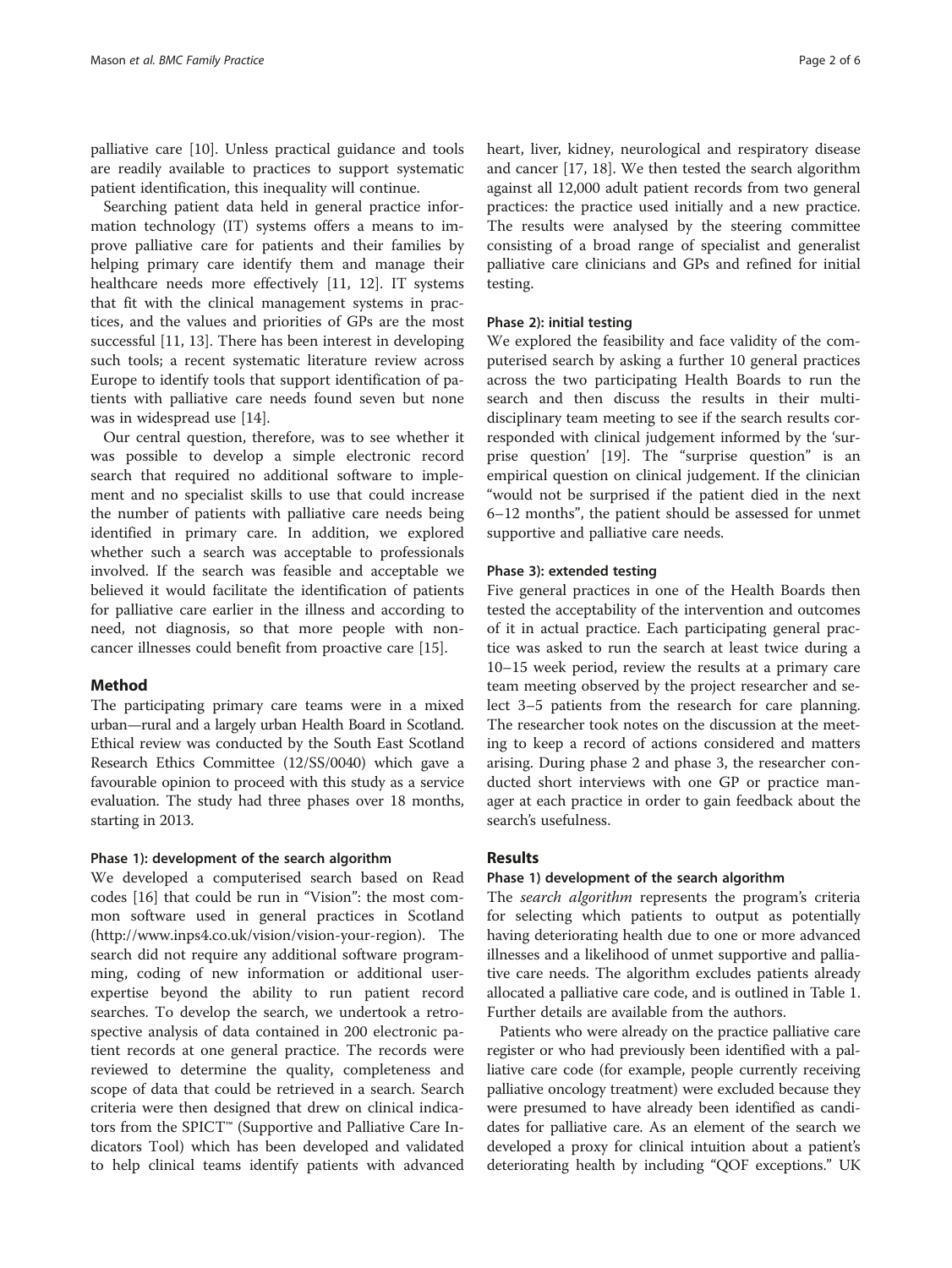palliative care [10]. Unless practical guidance and tools are readily available to practices to support systematic patient identification, this inequality will continue.

Searching patient data held in general practice information technology (IT) systems offers a means to improve palliative care for patients and their families by helping primary care identify them and manage their healthcare needs more effectively [11, 12]. IT systems that fit with the clinical management systems in practices, and the values and priorities of GPs are the most successful [11, 13]. There has been interest in developing such tools; a recent systematic literature review across Europe to identify tools that support identification of patients with palliative care needs found seven but none was in widespread use [14].

Our central question, therefore, was to see whether it was possible to develop a simple electronic record search that required no additional software to implement and no specialist skills to use that could increase the number of patients with palliative care needs being identified in primary care. In addition, we explored whether such a search was acceptable to professionals involved. If the search was feasible and acceptable we believed it would facilitate the identification of patients for palliative care earlier in the illness and according to need, not diagnosis, so that more people with non-cancer illnesses could benefit from proactive care [15].

## Method

The participating primary care teams were in a mixed urban—rural and a largely urban Health Board in Scotland. Ethical review was conducted by the South East Scotland Research Ethics Committee (12/SS/0040) which gave a favourable opinion to proceed with this study as a service evaluation. The study had three phases over 18 months, starting in 2013.

### Phase 1): development of the search algorithm

We developed a computerised search based on Read codes [16] that could be run in "Vision": the most common software used in general practices in Scotland (http://www.inps4.co.uk/vision/vision-your-region). The search did not require any additional software programming, coding of new information or additional user-expertise beyond the ability to run patient record searches. To develop the search, we undertook a retrospective analysis of data contained in 200 electronic patient records at one general practice. The records were reviewed to determine the quality, completeness and scope of data that could be retrieved in a search. Search criteria were then designed that drew on clinical indicators from the SPICT™ (Supportive and Palliative Care Indicators Tool) which has been developed and validated to help clinical teams identify patients with advanced heart, liver, kidney, neurological and respiratory disease and cancer [17, 18]. We then tested the search algorithm against all 12,000 adult patient records from two general practices: the practice used initially and a new practice. The results were analysed by the steering committee consisting of a broad range of specialist and generalist palliative care clinicians and GPs and refined for initial testing.

### Phase 2): initial testing

We explored the feasibility and face validity of the computerised search by asking a further 10 general practices across the two participating Health Boards to run the search and then discuss the results in their multi-disciplinary team meeting to see if the search results corresponded with clinical judgement informed by the 'surprise question' [19]. The "surprise question" is an empirical question on clinical judgement. If the clinician "would not be surprised if the patient died in the next 6–12 months", the patient should be assessed for unmet supportive and palliative care needs.

### Phase 3): extended testing

Five general practices in one of the Health Boards then tested the acceptability of the intervention and outcomes of it in actual practice. Each participating general practice was asked to run the search at least twice during a 10–15 week period, review the results at a primary care team meeting observed by the project researcher and select 3–5 patients from the research for care planning. The researcher took notes on the discussion at the meeting to keep a record of actions considered and matters arising. During phase 2 and phase 3, the researcher conducted short interviews with one GP or practice manager at each practice in order to gain feedback about the search's usefulness.

## Results

### Phase 1) development of the search algorithm

The *search algorithm* represents the program's criteria for selecting which patients to output as potentially having deteriorating health due to one or more advanced illnesses and a likelihood of unmet supportive and palliative care needs. The algorithm excludes patients already allocated a palliative care code, and is outlined in Table 1. Further details are available from the authors.

Patients who were already on the practice palliative care register or who had previously been identified with a palliative care code (for example, people currently receiving palliative oncology treatment) were excluded because they were presumed to have already been identified as candidates for palliative care. As an element of the search we developed a proxy for clinical intuition about a patient's deteriorating health by including "QOF exceptions." UK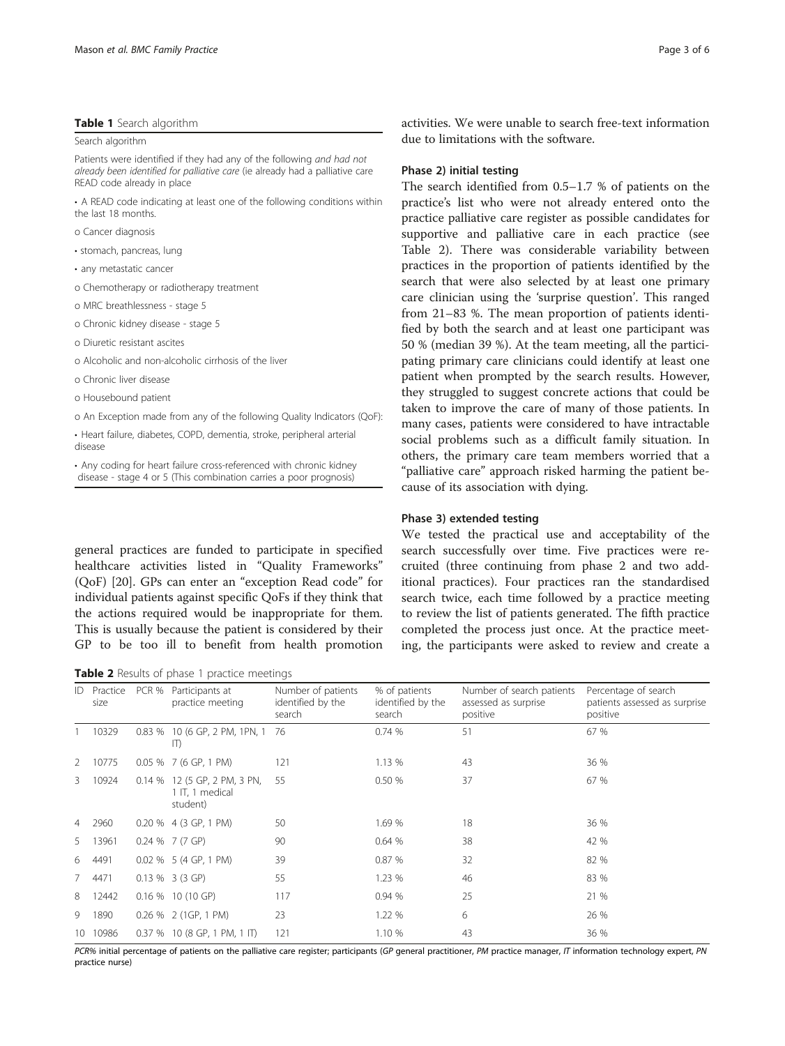**Table 1** Search algorithm

| Search algorithm |
|---|
| Patients were identified if they had any of the following *and had not already been identified for palliative care* (ie already had a palliative care READ code already in place |
| • A READ code indicating at least one of the following conditions within the last 18 months. |
| o Cancer diagnosis |
| • stomach, pancreas, lung |
| • any metastatic cancer |
| o Chemotherapy or radiotherapy treatment |
| o MRC breathlessness - stage 5 |
| o Chronic kidney disease - stage 5 |
| o Diuretic resistant ascites |
| o Alcoholic and non-alcoholic cirrhosis of the liver |
| o Chronic liver disease |
| o Housebound patient |
| o An Exception made from any of the following Quality Indicators (QoF): |
| • Heart failure, diabetes, COPD, dementia, stroke, peripheral arterial disease |
| • Any coding for heart failure cross-referenced with chronic kidney disease - stage 4 or 5 (This combination carries a poor prognosis) |

general practices are funded to participate in specified healthcare activities listed in "Quality Frameworks" (QoF) [20]. GPs can enter an "exception Read code" for individual patients against specific QoFs if they think that the actions required would be inappropriate for them. This is usually because the patient is considered by their GP to be too ill to benefit from health promotion activities. We were unable to search free-text information due to limitations with the software.

### Phase 2) initial testing

The search identified from 0.5–1.7 % of patients on the practice's list who were not already entered onto the practice palliative care register as possible candidates for supportive and palliative care in each practice (see Table 2). There was considerable variability between practices in the proportion of patients identified by the search that were also selected by at least one primary care clinician using the 'surprise question'. This ranged from 21–83 %. The mean proportion of patients identified by both the search and at least one participant was 50 % (median 39 %). At the team meeting, all the participating primary care clinicians could identify at least one patient when prompted by the search results. However, they struggled to suggest concrete actions that could be taken to improve the care of many of those patients. In many cases, patients were considered to have intractable social problems such as a difficult family situation. In others, the primary care team members worried that a "palliative care" approach risked harming the patient because of its association with dying.

### Phase 3) extended testing

We tested the practical use and acceptability of the search successfully over time. Five practices were recruited (three continuing from phase 2 and two additional practices). Four practices ran the standardised search twice, each time followed by a practice meeting to review the list of patients generated. The fifth practice completed the process just once. At the practice meeting, the participants were asked to review and create a

**Table 2** Results of phase 1 practice meetings

| ID | Practice size | PCR % | Participants at practice meeting | Number of patients identified by the search | % of patients identified by the search | Number of search patients assessed as surprise positive | Percentage of search patients assessed as surprise positive |
|---|---|---|---|---|---|---|---|
| 1 | 10329 | 0.83 % | 10 (6 GP, 2 PM, 1PN, 1 IT) | 76 | 0.74 % | 51 | 67 % |
| 2 | 10775 | 0.05 % | 7 (6 GP, 1 PM) | 121 | 1.13 % | 43 | 36 % |
| 3 | 10924 | 0.14 % | 12 (5 GP, 2 PM, 3 PN, 1 IT, 1 medical student) | 55 | 0.50 % | 37 | 67 % |
| 4 | 2960 | 0.20 % | 4 (3 GP, 1 PM) | 50 | 1.69 % | 18 | 36 % |
| 5 | 13961 | 0.24 % | 7 (7 GP) | 90 | 0.64 % | 38 | 42 % |
| 6 | 4491 | 0.02 % | 5 (4 GP, 1 PM) | 39 | 0.87 % | 32 | 82 % |
| 7 | 4471 | 0.13 % | 3 (3 GP) | 55 | 1.23 % | 46 | 83 % |
| 8 | 12442 | 0.16 % | 10 (10 GP) | 117 | 0.94 % | 25 | 21 % |
| 9 | 1890 | 0.26 % | 2 (1GP, 1 PM) | 23 | 1.22 % | 6 | 26 % |
| 10 | 10986 | 0.37 % | 10 (8 GP, 1 PM, 1 IT) | 121 | 1.10 % | 43 | 36 % |

*PCR%* initial percentage of patients on the palliative care register; participants (*GP* general practitioner, *PM* practice manager, *IT* information technology expert, *PN* practice nurse)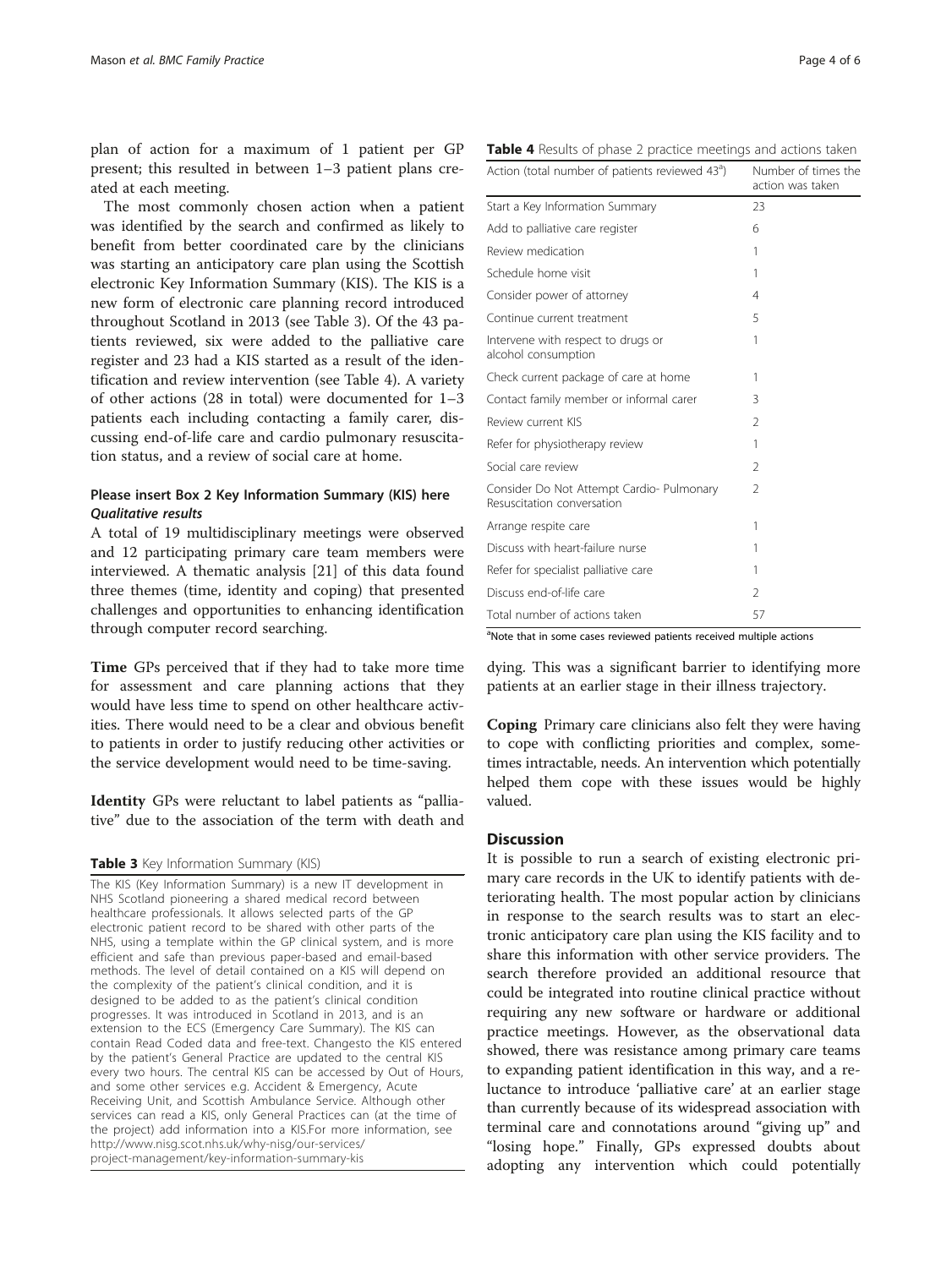plan of action for a maximum of 1 patient per GP present; this resulted in between 1–3 patient plans created at each meeting.

The most commonly chosen action when a patient was identified by the search and confirmed as likely to benefit from better coordinated care by the clinicians was starting an anticipatory care plan using the Scottish electronic Key Information Summary (KIS). The KIS is a new form of electronic care planning record introduced throughout Scotland in 2013 (see Table 3). Of the 43 patients reviewed, six were added to the palliative care register and 23 had a KIS started as a result of the identification and review intervention (see Table 4). A variety of other actions (28 in total) were documented for 1–3 patients each including contacting a family carer, discussing end-of-life care and cardio pulmonary resuscitation status, and a review of social care at home.

**Table 4** Results of phase 2 practice meetings and actions taken

| Action (total number of patients reviewed 43[a]) | Number of times the action was taken |
|---|---|
| Start a Key Information Summary | 23 |
| Add to palliative care register | 6 |
| Review medication | 1 |
| Schedule home visit | 1 |
| Consider power of attorney | 4 |
| Continue current treatment | 5 |
| Intervene with respect to drugs or alcohol consumption | 1 |
| Check current package of care at home | 1 |
| Contact family member or informal carer | 3 |
| Review current KIS | 2 |
| Refer for physiotherapy review | 1 |
| Social care review | 2 |
| Consider Do Not Attempt Cardio- Pulmonary Resuscitation conversation | 2 |
| Arrange respite care | 1 |
| Discuss with heart-failure nurse | 1 |
| Refer for specialist palliative care | 1 |
| Discuss end-of-life care | 2 |
| Total number of actions taken | 57 |

[a]Note that in some cases reviewed patients received multiple actions

#### Please insert Box 2 Key Information Summary (KIS) here

##### *Qualitative results*

A total of 19 multidisciplinary meetings were observed and 12 participating primary care team members were interviewed. A thematic analysis [21] of this data found three themes (time, identity and coping) that presented challenges and opportunities to enhancing identification through computer record searching.

**Time** GPs perceived that if they had to take more time for assessment and care planning actions that they would have less time to spend on other healthcare activities. There would need to be a clear and obvious benefit to patients in order to justify reducing other activities or the service development would need to be time-saving.

**Identity** GPs were reluctant to label patients as "palliative" due to the association of the term with death and dying. This was a significant barrier to identifying more patients at an earlier stage in their illness trajectory.

**Coping** Primary care clinicians also felt they were having to cope with conflicting priorities and complex, sometimes intractable, needs. An intervention which potentially helped them cope with these issues would be highly valued.

**Table 3** Key Information Summary (KIS)

The KIS (Key Information Summary) is a new IT development in NHS Scotland pioneering a shared medical record between healthcare professionals. It allows selected parts of the GP electronic patient record to be shared with other parts of the NHS, using a template within the GP clinical system, and is more efficient and safe than previous paper-based and email-based methods. The level of detail contained on a KIS will depend on the complexity of the patient's clinical condition, and it is designed to be added to as the patient's clinical condition progresses. It was introduced in Scotland in 2013, and is an extension to the ECS (Emergency Care Summary). The KIS can contain Read Coded data and free-text. Changesto the KIS entered by the patient's General Practice are updated to the central KIS every two hours. The central KIS can be accessed by Out of Hours, and some other services e.g. Accident & Emergency, Acute Receiving Unit, and Scottish Ambulance Service. Although other services can read a KIS, only General Practices can (at the time of the project) add information into a KIS.For more information, see http://www.nisg.scot.nhs.uk/why-nisg/our-services/project-management/key-information-summary-kis

## Discussion

It is possible to run a search of existing electronic primary care records in the UK to identify patients with deteriorating health. The most popular action by clinicians in response to the search results was to start an electronic anticipatory care plan using the KIS facility and to share this information with other service providers. The search therefore provided an additional resource that could be integrated into routine clinical practice without requiring any new software or hardware or additional practice meetings. However, as the observational data showed, there was resistance among primary care teams to expanding patient identification in this way, and a reluctance to introduce 'palliative care' at an earlier stage than currently because of its widespread association with terminal care and connotations around "giving up" and "losing hope." Finally, GPs expressed doubts about adopting any intervention which could potentially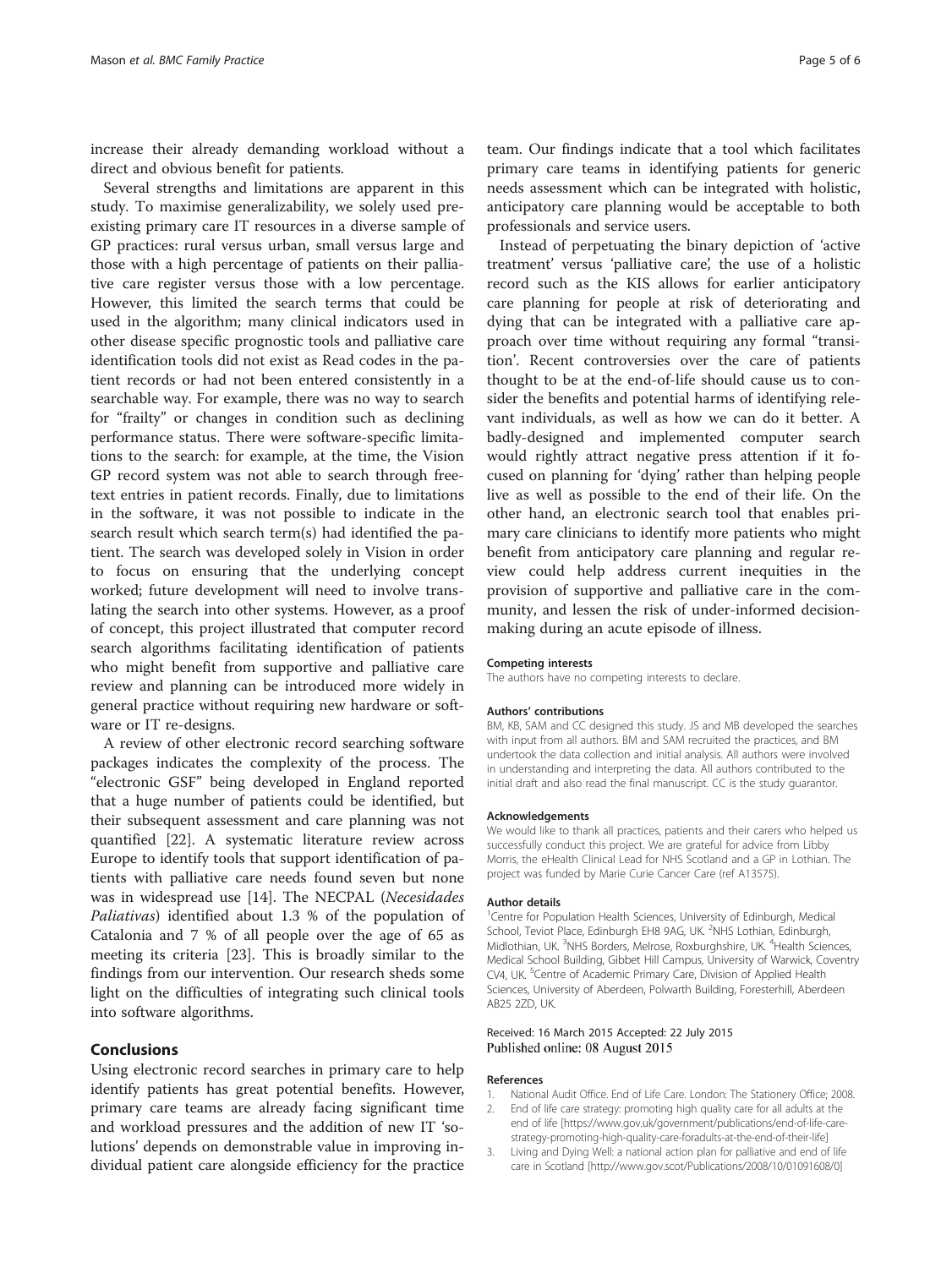increase their already demanding workload without a direct and obvious benefit for patients.

Several strengths and limitations are apparent in this study. To maximise generalizability, we solely used preexisting primary care IT resources in a diverse sample of GP practices: rural versus urban, small versus large and those with a high percentage of patients on their palliative care register versus those with a low percentage. However, this limited the search terms that could be used in the algorithm; many clinical indicators used in other disease specific prognostic tools and palliative care identification tools did not exist as Read codes in the patient records or had not been entered consistently in a searchable way. For example, there was no way to search for "frailty" or changes in condition such as declining performance status. There were software-specific limitations to the search: for example, at the time, the Vision GP record system was not able to search through free-text entries in patient records. Finally, due to limitations in the software, it was not possible to indicate in the search result which search term(s) had identified the patient. The search was developed solely in Vision in order to focus on ensuring that the underlying concept worked; future development will need to involve translating the search into other systems. However, as a proof of concept, this project illustrated that computer record search algorithms facilitating identification of patients who might benefit from supportive and palliative care review and planning can be introduced more widely in general practice without requiring new hardware or software or IT re-designs.

A review of other electronic record searching software packages indicates the complexity of the process. The "electronic GSF" being developed in England reported that a huge number of patients could be identified, but their subsequent assessment and care planning was not quantified [22]. A systematic literature review across Europe to identify tools that support identification of patients with palliative care needs found seven but none was in widespread use [14]. The NECPAL (*Necesidades Paliativas*) identified about 1.3 % of the population of Catalonia and 7 % of all people over the age of 65 as meeting its criteria [23]. This is broadly similar to the findings from our intervention. Our research sheds some light on the difficulties of integrating such clinical tools into software algorithms.

## Conclusions

Using electronic record searches in primary care to help identify patients has great potential benefits. However, primary care teams are already facing significant time and workload pressures and the addition of new IT 'solutions' depends on demonstrable value in improving individual patient care alongside efficiency for the practice team. Our findings indicate that a tool which facilitates primary care teams in identifying patients for generic needs assessment which can be integrated with holistic, anticipatory care planning would be acceptable to both professionals and service users.

Instead of perpetuating the binary depiction of 'active treatment' versus 'palliative care', the use of a holistic record such as the KIS allows for earlier anticipatory care planning for people at risk of deteriorating and dying that can be integrated with a palliative care approach over time without requiring any formal "transition". Recent controversies over the care of patients thought to be at the end-of-life should cause us to consider the benefits and potential harms of identifying relevant individuals, as well as how we can do it better. A badly-designed and implemented computer search would rightly attract negative press attention if it focused on planning for 'dying' rather than helping people live as well as possible to the end of their life. On the other hand, an electronic search tool that enables primary care clinicians to identify more patients who might benefit from anticipatory care planning and regular review could help address current inequities in the provision of supportive and palliative care in the community, and lessen the risk of under-informed decision-making during an acute episode of illness.

#### Competing interests

The authors have no competing interests to declare.

#### Authors' contributions

BM, KB, SAM and CC designed this study. JS and MB developed the searches with input from all authors. BM and SAM recruited the practices, and BM undertook the data collection and initial analysis. All authors were involved in understanding and interpreting the data. All authors contributed to the initial draft and also read the final manuscript. CC is the study guarantor.

#### Acknowledgements

We would like to thank all practices, patients and their carers who helped us successfully conduct this project. We are grateful for advice from Libby Morris, the eHealth Clinical Lead for NHS Scotland and a GP in Lothian. The project was funded by Marie Curie Cancer Care (ref A13575).

#### Author details

[1]Centre for Population Health Sciences, University of Edinburgh, Medical School, Teviot Place, Edinburgh EH8 9AG, UK. [2]NHS Lothian, Edinburgh, Midlothian, UK. [3]NHS Borders, Melrose, Roxburghshire, UK. [4]Health Sciences, Medical School Building, Gibbet Hill Campus, University of Warwick, Coventry CV4, UK. [5]Centre of Academic Primary Care, Division of Applied Health Sciences, University of Aberdeen, Polwarth Building, Foresterhill, Aberdeen AB25 2ZD, UK.

Received: 16 March 2015 Accepted: 22 July 2015
Published online: 08 August 2015

#### References

1. National Audit Office. End of Life Care. London: The Stationery Office; 2008.
2. End of life care strategy: promoting high quality care for all adults at the end of life [https://www.gov.uk/government/publications/end-of-life-care-strategy-promoting-high-quality-care-foradults-at-the-end-of-their-life]
3. Living and Dying Well: a national action plan for palliative and end of life care in Scotland [http://www.gov.scot/Publications/2008/10/01091608/0]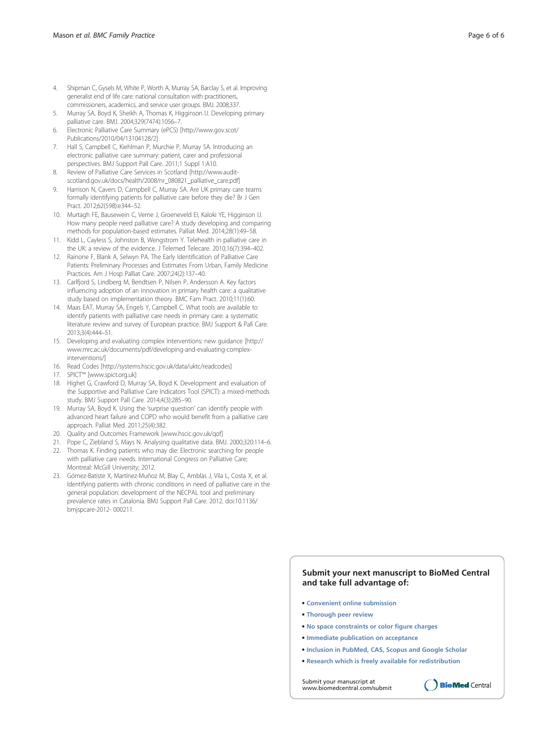4. Shipman C, Gysels M, White P, Worth A, Murray SA, Barclay S, et al. Improving generalist end of life care: national consultation with practitioners, commissioners, academics, and service user groups. BMJ. 2008;337.
5. Murray SA, Boyd K, Sheikh A, Thomas K, Higginson IJ. Developing primary palliative care. BMJ. 2004;329(7474):1056–7.
6. Electronic Palliative Care Summary (ePCS) [http://www.gov.scot/Publications/2010/04/13104128/2]
7. Hall S, Campbell C, Kiehlman P, Murchie P, Murray SA. Introducing an electronic palliative care summary: patient, carer and professional perspectives. BMJ Support Pall Care. 2011;1 Suppl 1:A10.
8. Review of Palliative Care Services in Scotland [http://www.audit-scotland.gov.uk/docs/health/2008/nr_080821_palliative_care.pdf]
9. Harrison N, Cavers D, Campbell C, Murray SA. Are UK primary care teams formally identifying patients for palliative care before they die? Br J Gen Pract. 2012;62(598):e344–52.
10. Murtagh FE, Bausewein C, Verne J, Groeneveld EI, Kaloki YE, Higginson IJ. How many people need palliative care? A study developing and comparing methods for population-based estimates. Palliat Med. 2014;28(1):49–58.
11. Kidd L, Cayless S, Johnston B, Wengstrom Y. Telehealth in palliative care in the UK: a review of the evidence. J Telemed Telecare. 2010;16(7):394–402.
12. Rainone F, Blank A, Selwyn PA. The Early Identification of Palliative Care Patients: Preliminary Processes and Estimates From Urban, Family Medicine Practices. Am J Hosp Palliat Care. 2007;24(2):137–40.
13. Carlfjord S, Lindberg M, Bendtsen P, Nilsen P, Andersson A. Key factors influencing adoption of an innovation in primary health care: a qualitative study based on implementation theory. BMC Fam Pract. 2010;11(1):60.
14. Maas EAT, Murray SA, Engels Y, Campbell C. What tools are available to identify patients with palliative care needs in primary care: a systematic literature review and survey of European practice. BMJ Support & Pall Care. 2013;3(4):444–51.
15. Developing and evaluating complex interventions: new guidance [http://www.mrc.ac.uk/documents/pdf/developing-and-evaluating-complex-interventions/]
16. Read Codes [http://systems.hscic.gov.uk/data/uktc/readcodes]
17. SPICT™ [www.spict.org.uk]
18. Highet G, Crawford D, Murray SA, Boyd K. Development and evaluation of the Supportive and Palliative Care Indicators Tool (SPICT): a mixed-methods study. BMJ Support Pall Care. 2014;4(3):285–90.
19. Murray SA, Boyd K. Using the 'surprise question' can identify people with advanced heart failure and COPD who would benefit from a palliative care approach. Palliat Med. 2011;25(4):382.
20. Quality and Outcomes Framework [www.hscic.gov.uk/qof]
21. Pope C, Ziebland S, Mays N. Analysing qualitative data. BMJ. 2000;320:114–6.
22. Thomas K. Finding patients who may die: Electronic searching for people with palliative care needs. International Congress on Palliative Care; Montreal: McGill University; 2012.
23. Gómez-Batiste X, Martínez-Muñoz M, Blay C, Amblàs J, Vila L, Costa X, et al. Identifying patients with chronic conditions in need of palliative care in the general population: development of the NECPAL tool and preliminary prevalence rates in Catalonia. BMJ Support Pall Care. 2012. doi:10.1136/bmjspcare-2012- 000211.

**Submit your next manuscript to BioMed Central and take full advantage of:**

- **Convenient online submission**
- **Thorough peer review**
- **No space constraints or color figure charges**
- **Immediate publication on acceptance**
- **Inclusion in PubMed, CAS, Scopus and Google Scholar**
- **Research which is freely available for redistribution**

Submit your manuscript at
www.biomedcentral.com/submit

BioMed Central